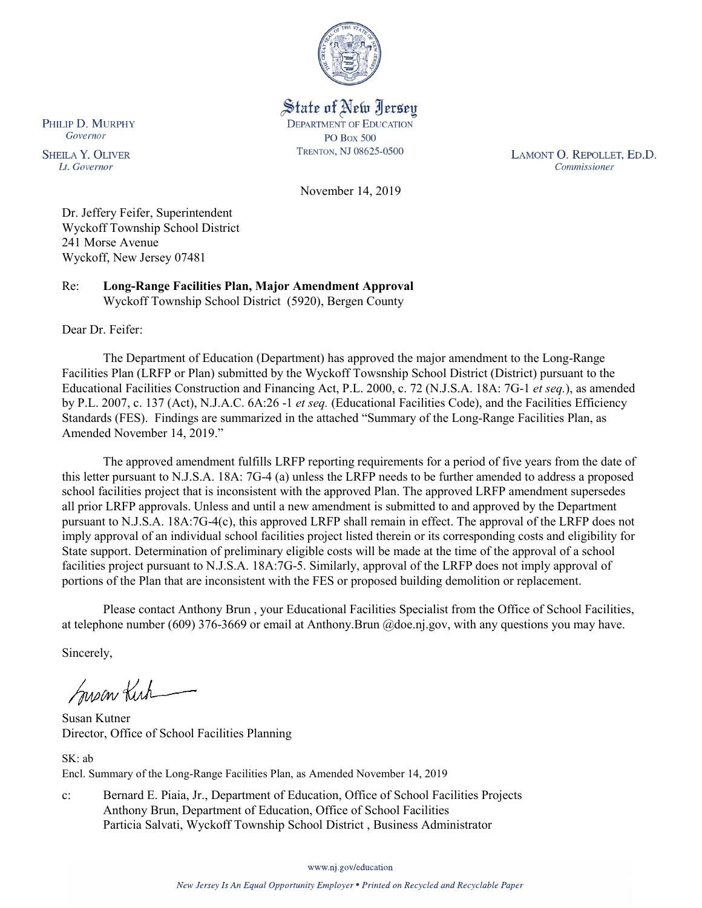State of New Jersey
DEPARTMENT OF EDUCATION
PO Box 500
TRENTON, NJ 08625-0500

PHILIP D. MURPHY
*Governor*

SHEILA Y. OLIVER
*Lt. Governor*

LAMONT O. REPOLLET, ED.D.
*Commissioner*

November 14, 2019

Dr. Jeffery Feifer, Superintendent
Wyckoff Township School District
241 Morse Avenue
Wyckoff, New Jersey 07481

Re: **Long-Range Facilities Plan, Major Amendment Approval**
Wyckoff Township School District (5920), Bergen County

Dear Dr. Feifer:

The Department of Education (Department) has approved the major amendment to the Long-Range Facilities Plan (LRFP or Plan) submitted by the Wyckoff Towsnship School District (District) pursuant to the Educational Facilities Construction and Financing Act, P.L. 2000, c. 72 (N.J.S.A. 18A: 7G-1 *et seq.*), as amended by P.L. 2007, c. 137 (Act), N.J.A.C. 6A:26 -1 *et seq.* (Educational Facilities Code), and the Facilities Efficiency Standards (FES). Findings are summarized in the attached "Summary of the Long-Range Facilities Plan, as Amended November 14, 2019."

The approved amendment fulfills LRFP reporting requirements for a period of five years from the date of this letter pursuant to N.J.S.A. 18A: 7G-4 (a) unless the LRFP needs to be further amended to address a proposed school facilities project that is inconsistent with the approved Plan. The approved LRFP amendment supersedes all prior LRFP approvals. Unless and until a new amendment is submitted to and approved by the Department pursuant to N.J.S.A. 18A:7G-4(c), this approved LRFP shall remain in effect. The approval of the LRFP does not imply approval of an individual school facilities project listed therein or its corresponding costs and eligibility for State support. Determination of preliminary eligible costs will be made at the time of the approval of a school facilities project pursuant to N.J.S.A. 18A:7G-5. Similarly, approval of the LRFP does not imply approval of portions of the Plan that are inconsistent with the FES or proposed building demolition or replacement.

Please contact Anthony Brun , your Educational Facilities Specialist from the Office of School Facilities, at telephone number (609) 376-3669 or email at Anthony.Brun @doe.nj.gov, with any questions you may have.

Sincerely,

Susan Kutner
Director, Office of School Facilities Planning

SK: ab
Encl. Summary of the Long-Range Facilities Plan, as Amended November 14, 2019

c: Bernard E. Piaia, Jr., Department of Education, Office of School Facilities Projects
Anthony Brun, Department of Education, Office of School Facilities
Particia Salvati, Wyckoff Township School District , Business Administrator

www.nj.gov/education

*New Jersey Is An Equal Opportunity Employer • Printed on Recycled and Recyclable Paper*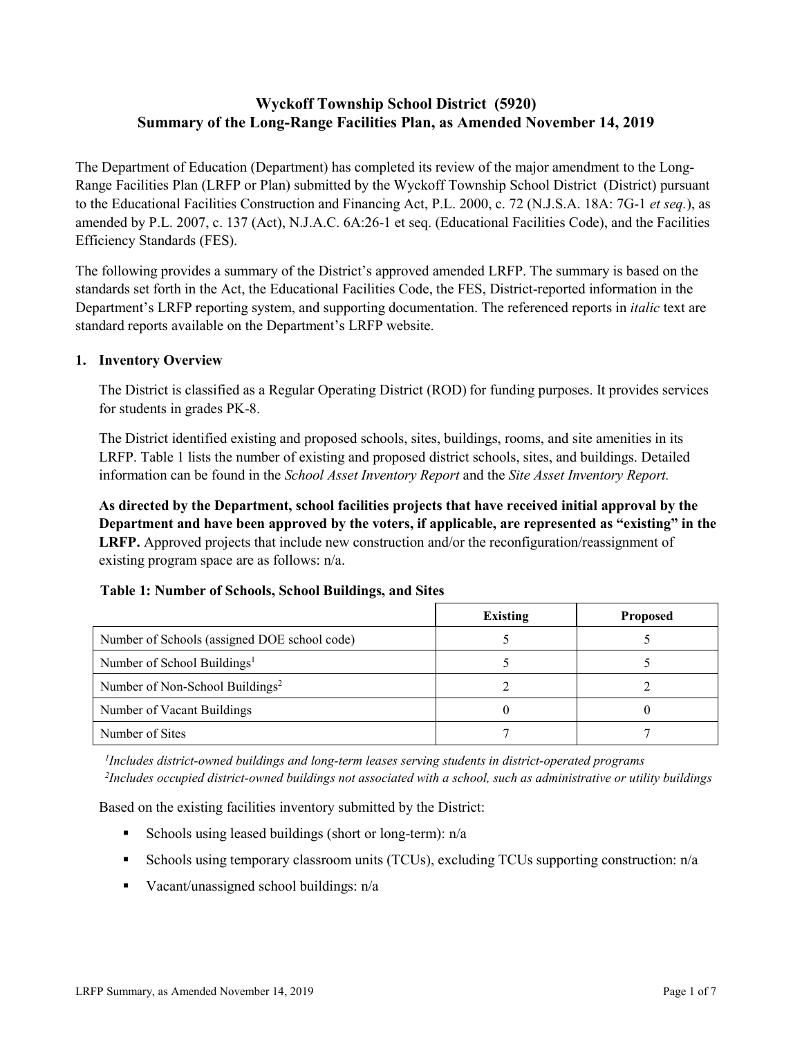# Wyckoff Township School District (5920)
# Summary of the Long-Range Facilities Plan, as Amended November 14, 2019

The Department of Education (Department) has completed its review of the major amendment to the Long-Range Facilities Plan (LRFP or Plan) submitted by the Wyckoff Township School District (District) pursuant to the Educational Facilities Construction and Financing Act, P.L. 2000, c. 72 (N.J.S.A. 18A: 7G-1 *et seq.*), as amended by P.L. 2007, c. 137 (Act), N.J.A.C. 6A:26-1 et seq. (Educational Facilities Code), and the Facilities Efficiency Standards (FES).

The following provides a summary of the District's approved amended LRFP. The summary is based on the standards set forth in the Act, the Educational Facilities Code, the FES, District-reported information in the Department's LRFP reporting system, and supporting documentation. The referenced reports in *italic* text are standard reports available on the Department's LRFP website.

## 1. Inventory Overview

The District is classified as a Regular Operating District (ROD) for funding purposes. It provides services for students in grades PK-8.

The District identified existing and proposed schools, sites, buildings, rooms, and site amenities in its LRFP. Table 1 lists the number of existing and proposed district schools, sites, and buildings. Detailed information can be found in the *School Asset Inventory Report* and the *Site Asset Inventory Report.*

**As directed by the Department, school facilities projects that have received initial approval by the Department and have been approved by the voters, if applicable, are represented as "existing" in the LRFP.** Approved projects that include new construction and/or the reconfiguration/reassignment of existing program space are as follows: n/a.

**Table 1: Number of Schools, School Buildings, and Sites**

| | Existing | Proposed |
|---|---|---|
| Number of Schools (assigned DOE school code) | 5 | 5 |
| Number of School Buildings[1] | 5 | 5 |
| Number of Non-School Buildings[2] | 2 | 2 |
| Number of Vacant Buildings | 0 | 0 |
| Number of Sites | 7 | 7 |

*[1]Includes district-owned buildings and long-term leases serving students in district-operated programs*
*[2]Includes occupied district-owned buildings not associated with a school, such as administrative or utility buildings*

Based on the existing facilities inventory submitted by the District:

- Schools using leased buildings (short or long-term): n/a
- Schools using temporary classroom units (TCUs), excluding TCUs supporting construction: n/a
- Vacant/unassigned school buildings: n/a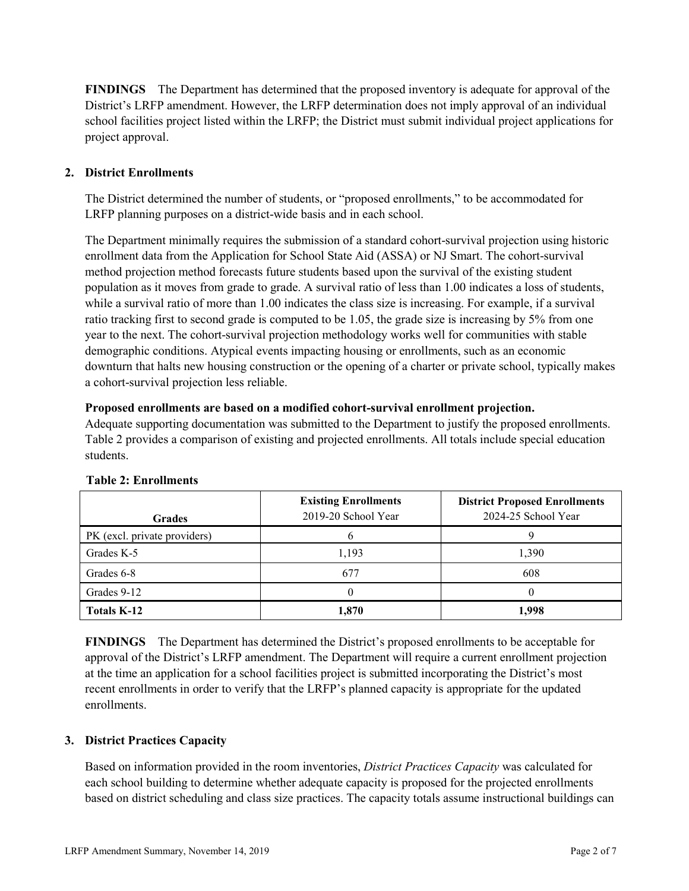**FINDINGS** The Department has determined that the proposed inventory is adequate for approval of the District's LRFP amendment. However, the LRFP determination does not imply approval of an individual school facilities project listed within the LRFP; the District must submit individual project applications for project approval.

## 2. District Enrollments

The District determined the number of students, or "proposed enrollments," to be accommodated for LRFP planning purposes on a district-wide basis and in each school.

The Department minimally requires the submission of a standard cohort-survival projection using historic enrollment data from the Application for School State Aid (ASSA) or NJ Smart. The cohort-survival method projection method forecasts future students based upon the survival of the existing student population as it moves from grade to grade. A survival ratio of less than 1.00 indicates a loss of students, while a survival ratio of more than 1.00 indicates the class size is increasing. For example, if a survival ratio tracking first to second grade is computed to be 1.05, the grade size is increasing by 5% from one year to the next. The cohort-survival projection methodology works well for communities with stable demographic conditions. Atypical events impacting housing or enrollments, such as an economic downturn that halts new housing construction or the opening of a charter or private school, typically makes a cohort-survival projection less reliable.

**Proposed enrollments are based on a modified cohort-survival enrollment projection.**
Adequate supporting documentation was submitted to the Department to justify the proposed enrollments. Table 2 provides a comparison of existing and projected enrollments. All totals include special education students.

**Table 2: Enrollments**

| Grades | Existing Enrollments 2019-20 School Year | District Proposed Enrollments 2024-25 School Year |
|---|---|---|
| PK (excl. private providers) | 6 | 9 |
| Grades K-5 | 1,193 | 1,390 |
| Grades 6-8 | 677 | 608 |
| Grades 9-12 | 0 | 0 |
| **Totals K-12** | **1,870** | **1,998** |

**FINDINGS** The Department has determined the District's proposed enrollments to be acceptable for approval of the District's LRFP amendment. The Department will require a current enrollment projection at the time an application for a school facilities project is submitted incorporating the District's most recent enrollments in order to verify that the LRFP's planned capacity is appropriate for the updated enrollments.

## 3. District Practices Capacity

Based on information provided in the room inventories, *District Practices Capacity* was calculated for each school building to determine whether adequate capacity is proposed for the projected enrollments based on district scheduling and class size practices. The capacity totals assume instructional buildings can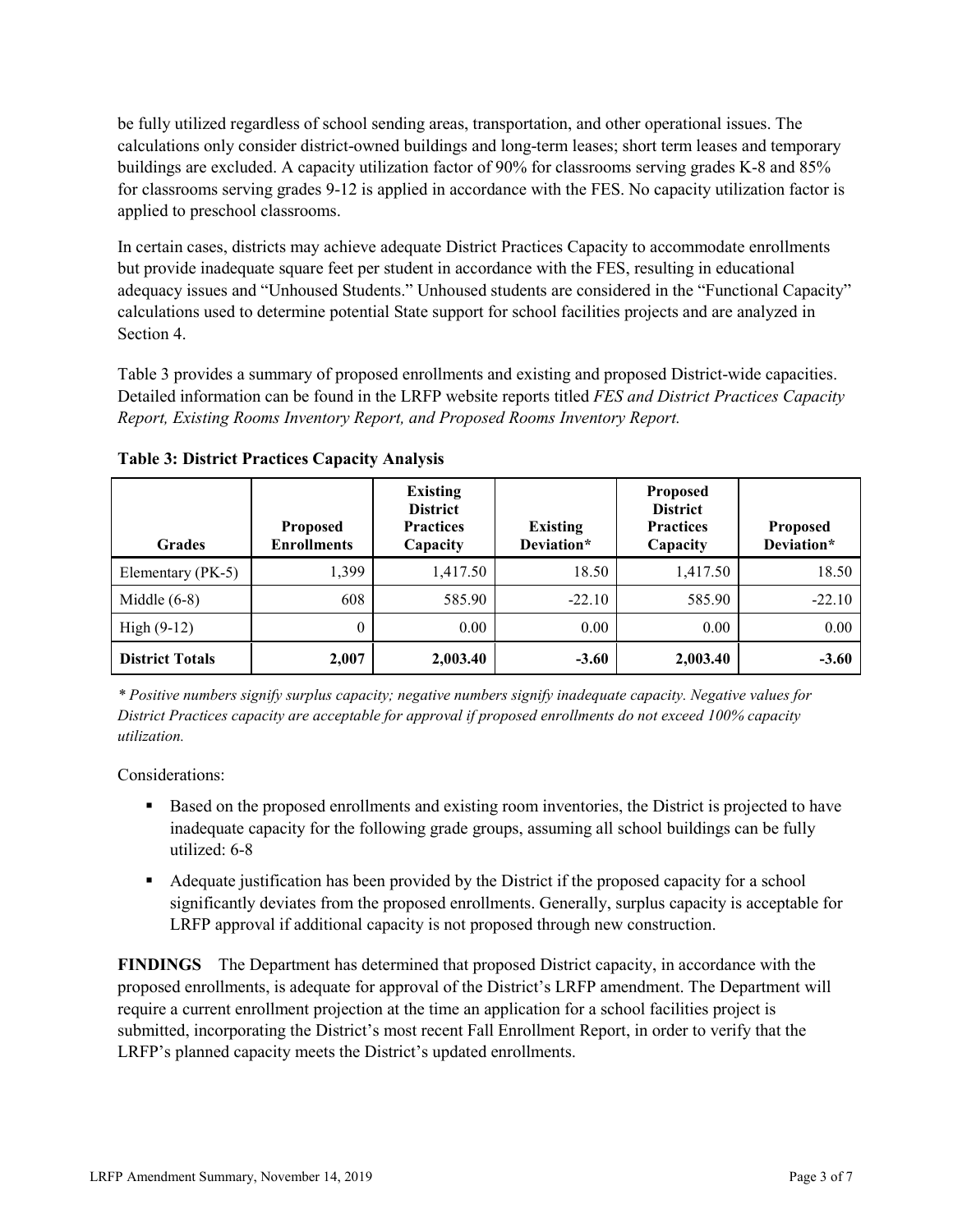be fully utilized regardless of school sending areas, transportation, and other operational issues. The calculations only consider district-owned buildings and long-term leases; short term leases and temporary buildings are excluded. A capacity utilization factor of 90% for classrooms serving grades K-8 and 85% for classrooms serving grades 9-12 is applied in accordance with the FES. No capacity utilization factor is applied to preschool classrooms.

In certain cases, districts may achieve adequate District Practices Capacity to accommodate enrollments but provide inadequate square feet per student in accordance with the FES, resulting in educational adequacy issues and "Unhoused Students." Unhoused students are considered in the "Functional Capacity" calculations used to determine potential State support for school facilities projects and are analyzed in Section 4.

Table 3 provides a summary of proposed enrollments and existing and proposed District-wide capacities. Detailed information can be found in the LRFP website reports titled *FES and District Practices Capacity Report, Existing Rooms Inventory Report, and Proposed Rooms Inventory Report.*

**Table 3: District Practices Capacity Analysis**

| Grades | Proposed Enrollments | Existing District Practices Capacity | Existing Deviation* | Proposed District Practices Capacity | Proposed Deviation* |
|---|---|---|---|---|---|
| Elementary (PK-5) | 1,399 | 1,417.50 | 18.50 | 1,417.50 | 18.50 |
| Middle (6-8) | 608 | 585.90 | -22.10 | 585.90 | -22.10 |
| High (9-12) | 0 | 0.00 | 0.00 | 0.00 | 0.00 |
| **District Totals** | **2,007** | **2,003.40** | **-3.60** | **2,003.40** | **-3.60** |

*\* Positive numbers signify surplus capacity; negative numbers signify inadequate capacity. Negative values for District Practices capacity are acceptable for approval if proposed enrollments do not exceed 100% capacity utilization.*

Considerations:

- Based on the proposed enrollments and existing room inventories, the District is projected to have inadequate capacity for the following grade groups, assuming all school buildings can be fully utilized: 6-8
- Adequate justification has been provided by the District if the proposed capacity for a school significantly deviates from the proposed enrollments. Generally, surplus capacity is acceptable for LRFP approval if additional capacity is not proposed through new construction.

**FINDINGS** The Department has determined that proposed District capacity, in accordance with the proposed enrollments, is adequate for approval of the District's LRFP amendment. The Department will require a current enrollment projection at the time an application for a school facilities project is submitted, incorporating the District's most recent Fall Enrollment Report, in order to verify that the LRFP's planned capacity meets the District's updated enrollments.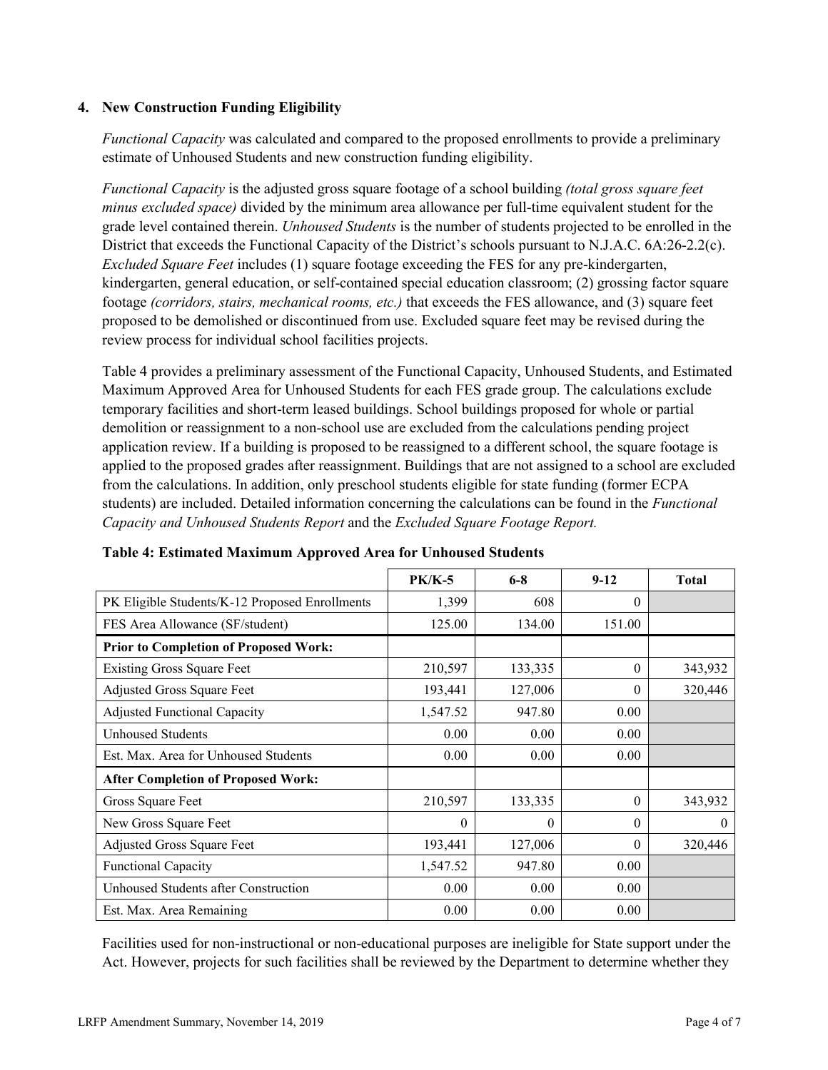### 4. New Construction Funding Eligibility

*Functional Capacity* was calculated and compared to the proposed enrollments to provide a preliminary estimate of Unhoused Students and new construction funding eligibility.

*Functional Capacity* is the adjusted gross square footage of a school building *(total gross square feet minus excluded space)* divided by the minimum area allowance per full-time equivalent student for the grade level contained therein. *Unhoused Students* is the number of students projected to be enrolled in the District that exceeds the Functional Capacity of the District's schools pursuant to N.J.A.C. 6A:26-2.2(c). *Excluded Square Feet* includes (1) square footage exceeding the FES for any pre-kindergarten, kindergarten, general education, or self-contained special education classroom; (2) grossing factor square footage *(corridors, stairs, mechanical rooms, etc.)* that exceeds the FES allowance, and (3) square feet proposed to be demolished or discontinued from use. Excluded square feet may be revised during the review process for individual school facilities projects.

Table 4 provides a preliminary assessment of the Functional Capacity, Unhoused Students, and Estimated Maximum Approved Area for Unhoused Students for each FES grade group. The calculations exclude temporary facilities and short-term leased buildings. School buildings proposed for whole or partial demolition or reassignment to a non-school use are excluded from the calculations pending project application review. If a building is proposed to be reassigned to a different school, the square footage is applied to the proposed grades after reassignment. Buildings that are not assigned to a school are excluded from the calculations. In addition, only preschool students eligible for state funding (former ECPA students) are included. Detailed information concerning the calculations can be found in the *Functional Capacity and Unhoused Students Report* and the *Excluded Square Footage Report.*

**Table 4: Estimated Maximum Approved Area for Unhoused Students**

| | PK/K-5 | 6-8 | 9-12 | Total |
|---|---|---|---|---|
| PK Eligible Students/K-12 Proposed Enrollments | 1,399 | 608 | 0 | |
| FES Area Allowance (SF/student) | 125.00 | 134.00 | 151.00 | |
| **Prior to Completion of Proposed Work:** | | | | |
| Existing Gross Square Feet | 210,597 | 133,335 | 0 | 343,932 |
| Adjusted Gross Square Feet | 193,441 | 127,006 | 0 | 320,446 |
| Adjusted Functional Capacity | 1,547.52 | 947.80 | 0.00 | |
| Unhoused Students | 0.00 | 0.00 | 0.00 | |
| Est. Max. Area for Unhoused Students | 0.00 | 0.00 | 0.00 | |
| **After Completion of Proposed Work:** | | | | |
| Gross Square Feet | 210,597 | 133,335 | 0 | 343,932 |
| New Gross Square Feet | 0 | 0 | 0 | 0 |
| Adjusted Gross Square Feet | 193,441 | 127,006 | 0 | 320,446 |
| Functional Capacity | 1,547.52 | 947.80 | 0.00 | |
| Unhoused Students after Construction | 0.00 | 0.00 | 0.00 | |
| Est. Max. Area Remaining | 0.00 | 0.00 | 0.00 | |

Facilities used for non-instructional or non-educational purposes are ineligible for State support under the Act. However, projects for such facilities shall be reviewed by the Department to determine whether they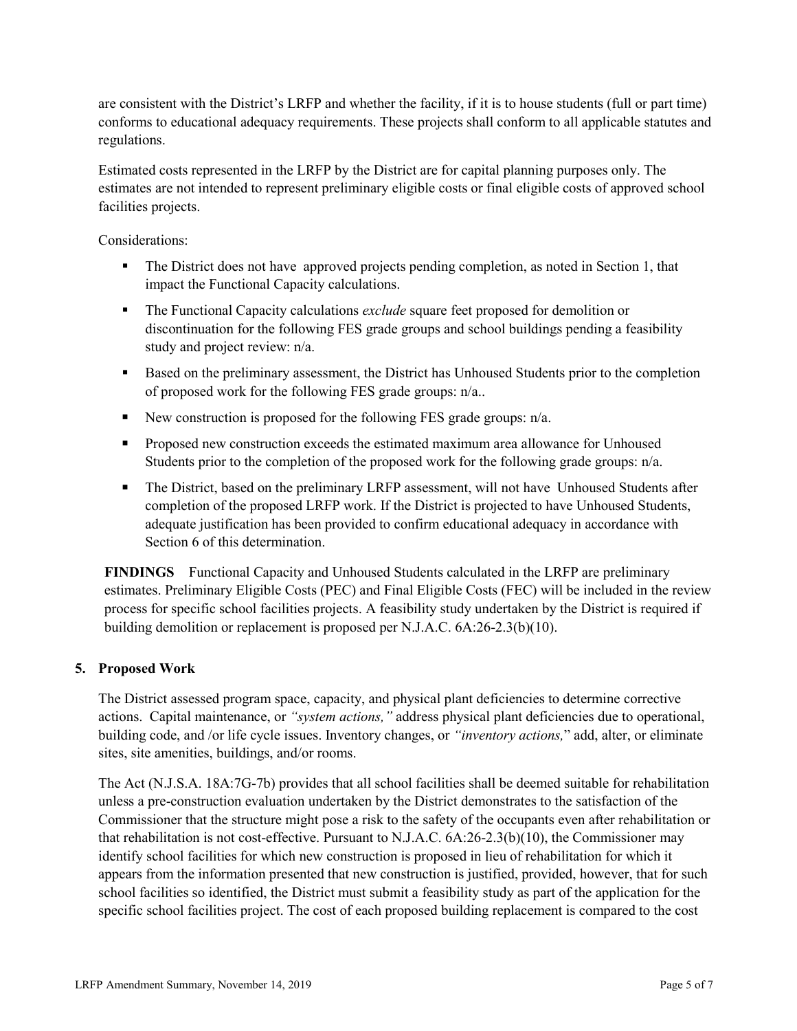are consistent with the District's LRFP and whether the facility, if it is to house students (full or part time) conforms to educational adequacy requirements. These projects shall conform to all applicable statutes and regulations.

Estimated costs represented in the LRFP by the District are for capital planning purposes only. The estimates are not intended to represent preliminary eligible costs or final eligible costs of approved school facilities projects.

Considerations:

- The District does not have approved projects pending completion, as noted in Section 1, that impact the Functional Capacity calculations.
- The Functional Capacity calculations *exclude* square feet proposed for demolition or discontinuation for the following FES grade groups and school buildings pending a feasibility study and project review: n/a.
- Based on the preliminary assessment, the District has Unhoused Students prior to the completion of proposed work for the following FES grade groups: n/a..
- New construction is proposed for the following FES grade groups: n/a.
- Proposed new construction exceeds the estimated maximum area allowance for Unhoused Students prior to the completion of the proposed work for the following grade groups: n/a.
- The District, based on the preliminary LRFP assessment, will not have Unhoused Students after completion of the proposed LRFP work. If the District is projected to have Unhoused Students, adequate justification has been provided to confirm educational adequacy in accordance with Section 6 of this determination.

**FINDINGS** Functional Capacity and Unhoused Students calculated in the LRFP are preliminary estimates. Preliminary Eligible Costs (PEC) and Final Eligible Costs (FEC) will be included in the review process for specific school facilities projects. A feasibility study undertaken by the District is required if building demolition or replacement is proposed per N.J.A.C. 6A:26-2.3(b)(10).

## 5. Proposed Work

The District assessed program space, capacity, and physical plant deficiencies to determine corrective actions. Capital maintenance, or *"system actions,"* address physical plant deficiencies due to operational, building code, and /or life cycle issues. Inventory changes, or *"inventory actions,"* add, alter, or eliminate sites, site amenities, buildings, and/or rooms.

The Act (N.J.S.A. 18A:7G-7b) provides that all school facilities shall be deemed suitable for rehabilitation unless a pre-construction evaluation undertaken by the District demonstrates to the satisfaction of the Commissioner that the structure might pose a risk to the safety of the occupants even after rehabilitation or that rehabilitation is not cost-effective. Pursuant to N.J.A.C. 6A:26-2.3(b)(10), the Commissioner may identify school facilities for which new construction is proposed in lieu of rehabilitation for which it appears from the information presented that new construction is justified, provided, however, that for such school facilities so identified, the District must submit a feasibility study as part of the application for the specific school facilities project. The cost of each proposed building replacement is compared to the cost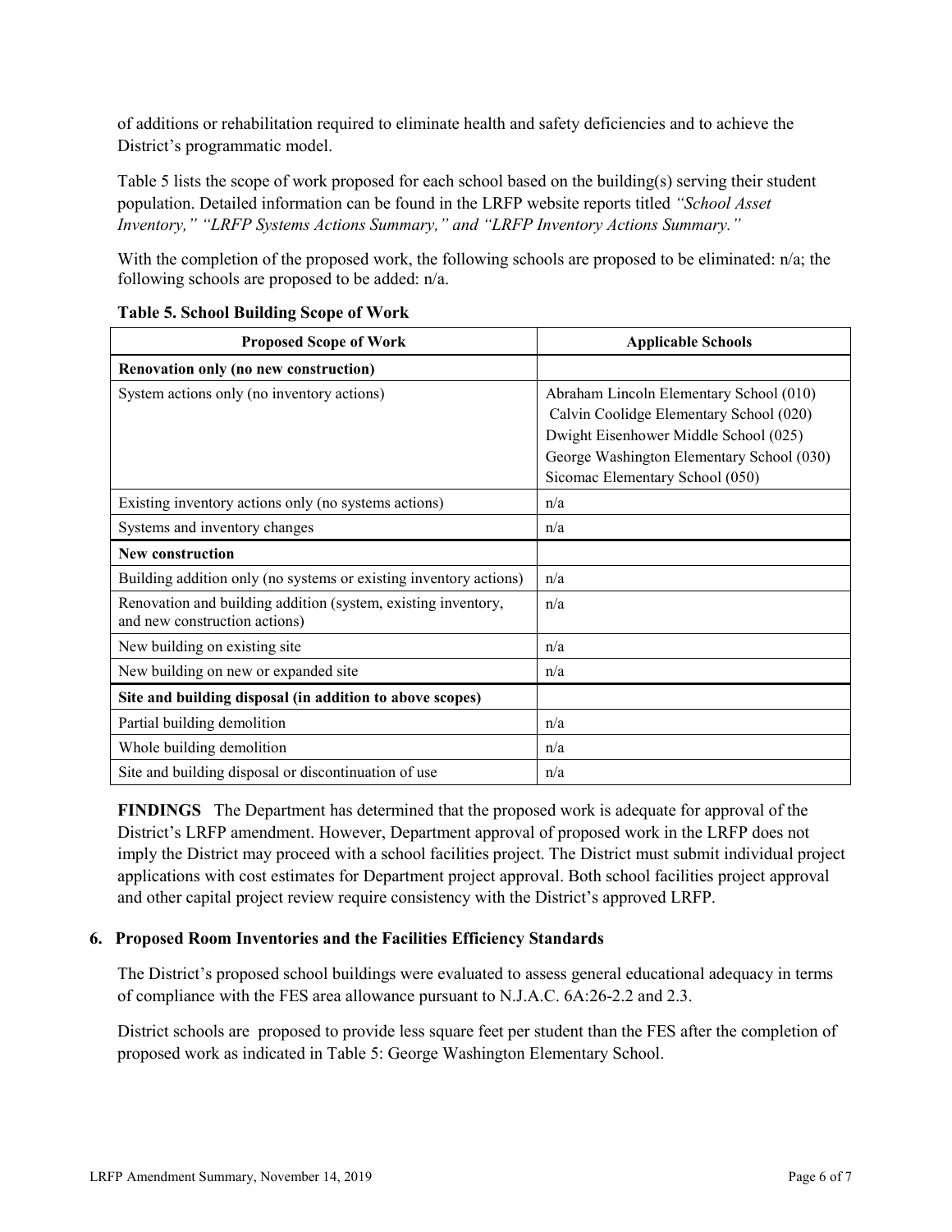of additions or rehabilitation required to eliminate health and safety deficiencies and to achieve the District's programmatic model.

Table 5 lists the scope of work proposed for each school based on the building(s) serving their student population. Detailed information can be found in the LRFP website reports titled *"School Asset Inventory," "LRFP Systems Actions Summary," and "LRFP Inventory Actions Summary."*

With the completion of the proposed work, the following schools are proposed to be eliminated: n/a; the following schools are proposed to be added: n/a.

**Table 5. School Building Scope of Work**

| Proposed Scope of Work | Applicable Schools |
|---|---|
| **Renovation only (no new construction)** | |
| System actions only (no inventory actions) | Abraham Lincoln Elementary School (010)<br>Calvin Coolidge Elementary School (020)<br>Dwight Eisenhower Middle School (025)<br>George Washington Elementary School (030)<br>Sicomac Elementary School (050) |
| Existing inventory actions only (no systems actions) | n/a |
| Systems and inventory changes | n/a |
| **New construction** | |
| Building addition only (no systems or existing inventory actions) | n/a |
| Renovation and building addition (system, existing inventory, and new construction actions) | n/a |
| New building on existing site | n/a |
| New building on new or expanded site | n/a |
| **Site and building disposal (in addition to above scopes)** | |
| Partial building demolition | n/a |
| Whole building demolition | n/a |
| Site and building disposal or discontinuation of use | n/a |

**FINDINGS** The Department has determined that the proposed work is adequate for approval of the District's LRFP amendment. However, Department approval of proposed work in the LRFP does not imply the District may proceed with a school facilities project. The District must submit individual project applications with cost estimates for Department project approval. Both school facilities project approval and other capital project review require consistency with the District's approved LRFP.

### 6. Proposed Room Inventories and the Facilities Efficiency Standards

The District's proposed school buildings were evaluated to assess general educational adequacy in terms of compliance with the FES area allowance pursuant to N.J.A.C. 6A:26-2.2 and 2.3.

District schools are proposed to provide less square feet per student than the FES after the completion of proposed work as indicated in Table 5: George Washington Elementary School.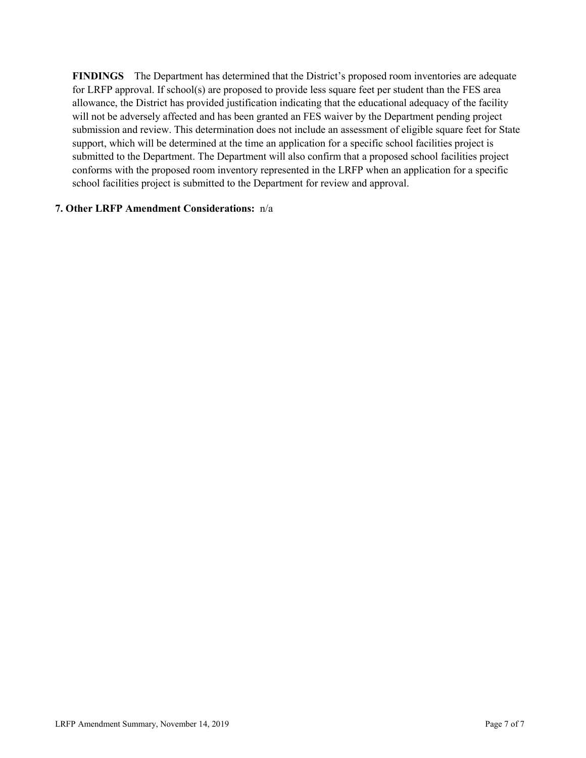**FINDINGS** The Department has determined that the District's proposed room inventories are adequate for LRFP approval. If school(s) are proposed to provide less square feet per student than the FES area allowance, the District has provided justification indicating that the educational adequacy of the facility will not be adversely affected and has been granted an FES waiver by the Department pending project submission and review. This determination does not include an assessment of eligible square feet for State support, which will be determined at the time an application for a specific school facilities project is submitted to the Department. The Department will also confirm that a proposed school facilities project conforms with the proposed room inventory represented in the LRFP when an application for a specific school facilities project is submitted to the Department for review and approval.

**7. Other LRFP Amendment Considerations:** n/a